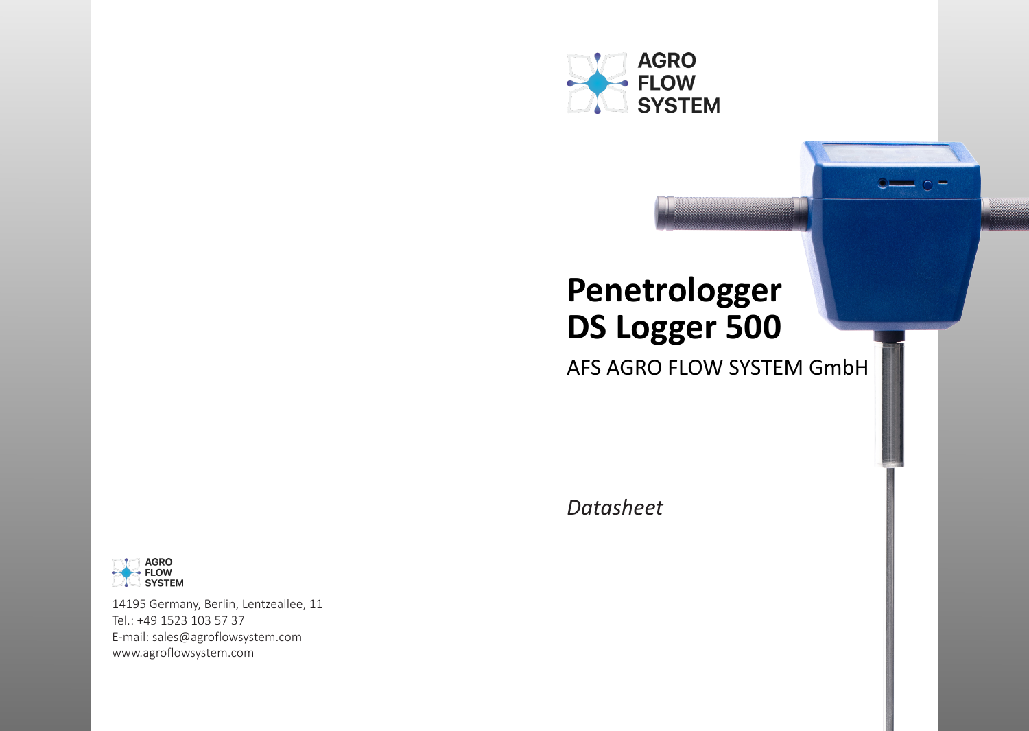AGRO
FLOW
SYSTEM

# Penetrologger
# DS Logger 500

AFS AGRO FLOW SYSTEM GmbH

*Datasheet*

AGRO
FLOW
SYSTEM

14195 Germany, Berlin, Lentzeallee, 11
Tel.: +49 1523 103 57 37
E-mail: sales@agroflowsystem.com
www.agroflowsystem.com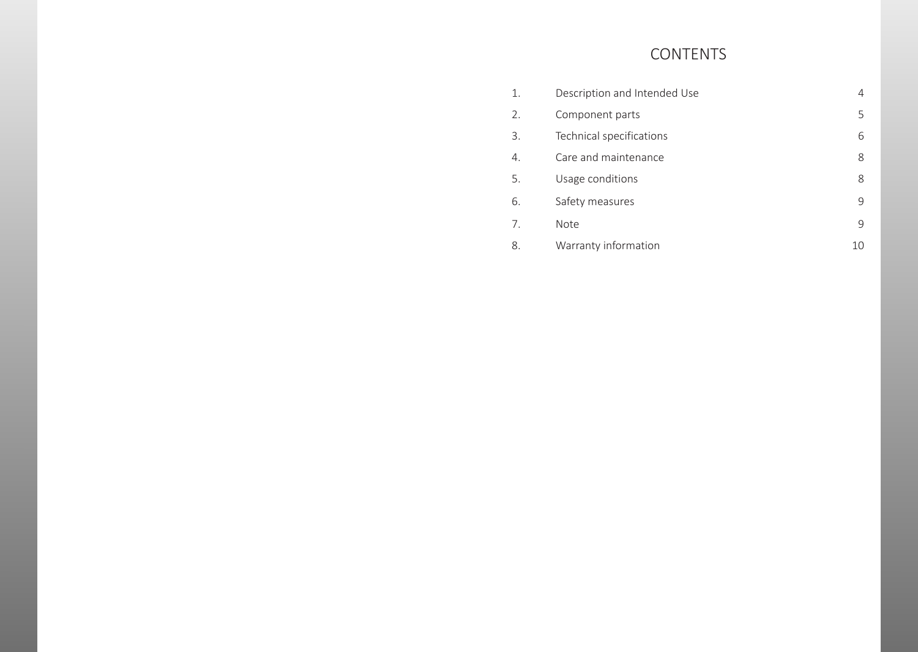# CONTENTS

| | | |
|---|---|---|
| 1. | Description and Intended Use | 4 |
| 2. | Component parts | 5 |
| 3. | Technical specifications | 6 |
| 4. | Care and maintenance | 8 |
| 5. | Usage conditions | 8 |
| 6. | Safety measures | 9 |
| 7. | Note | 9 |
| 8. | Warranty information | 10 |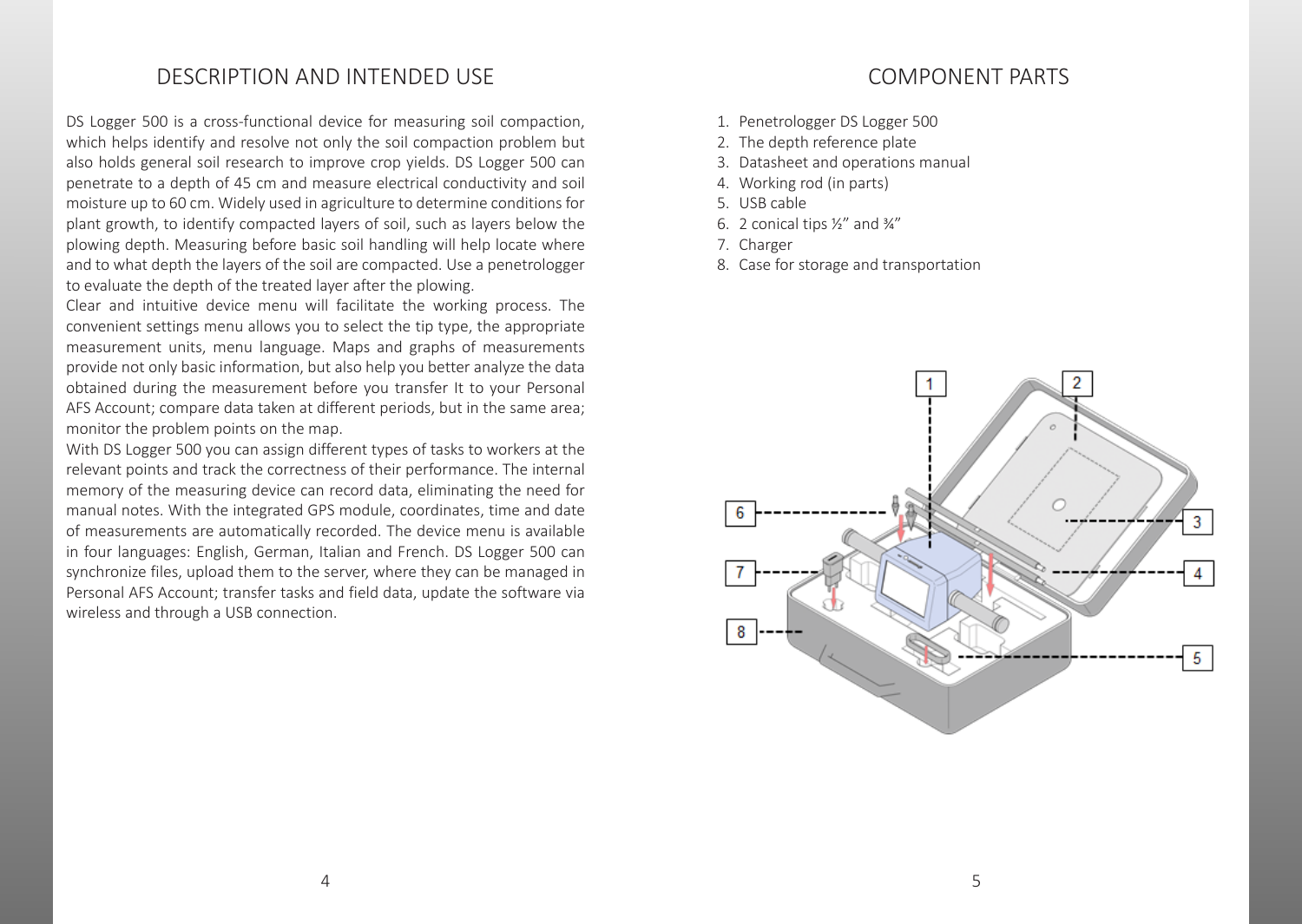## DESCRIPTION AND INTENDED USE

DS Logger 500 is a cross-functional device for measuring soil compaction, which helps identify and resolve not only the soil compaction problem but also holds general soil research to improve crop yields. DS Logger 500 can penetrate to a depth of 45 cm and measure electrical conductivity and soil moisture up to 60 cm. Widely used in agriculture to determine conditions for plant growth, to identify compacted layers of soil, such as layers below the plowing depth. Measuring before basic soil handling will help locate where and to what depth the layers of the soil are compacted. Use a penetrologger to evaluate the depth of the treated layer after the plowing.
Clear and intuitive device menu will facilitate the working process. The convenient settings menu allows you to select the tip type, the appropriate measurement units, menu language. Maps and graphs of measurements provide not only basic information, but also help you better analyze the data obtained during the measurement before you transfer It to your Personal AFS Account; compare data taken at different periods, but in the same area; monitor the problem points on the map.
With DS Logger 500 you can assign different types of tasks to workers at the relevant points and track the correctness of their performance. The internal memory of the measuring device can record data, eliminating the need for manual notes. With the integrated GPS module, coordinates, time and date of measurements are automatically recorded. The device menu is available in four languages: English, German, Italian and French. DS Logger 500 can synchronize files, upload them to the server, where they can be managed in Personal AFS Account; transfer tasks and field data, update the software via wireless and through a USB connection.

## COMPONENT PARTS

1. Penetrologger DS Logger 500
2. The depth reference plate
3. Datasheet and operations manual
4. Working rod (in parts)
5. USB cable
6. 2 conical tips ½" and ¾"
7. Charger
8. Case for storage and transportation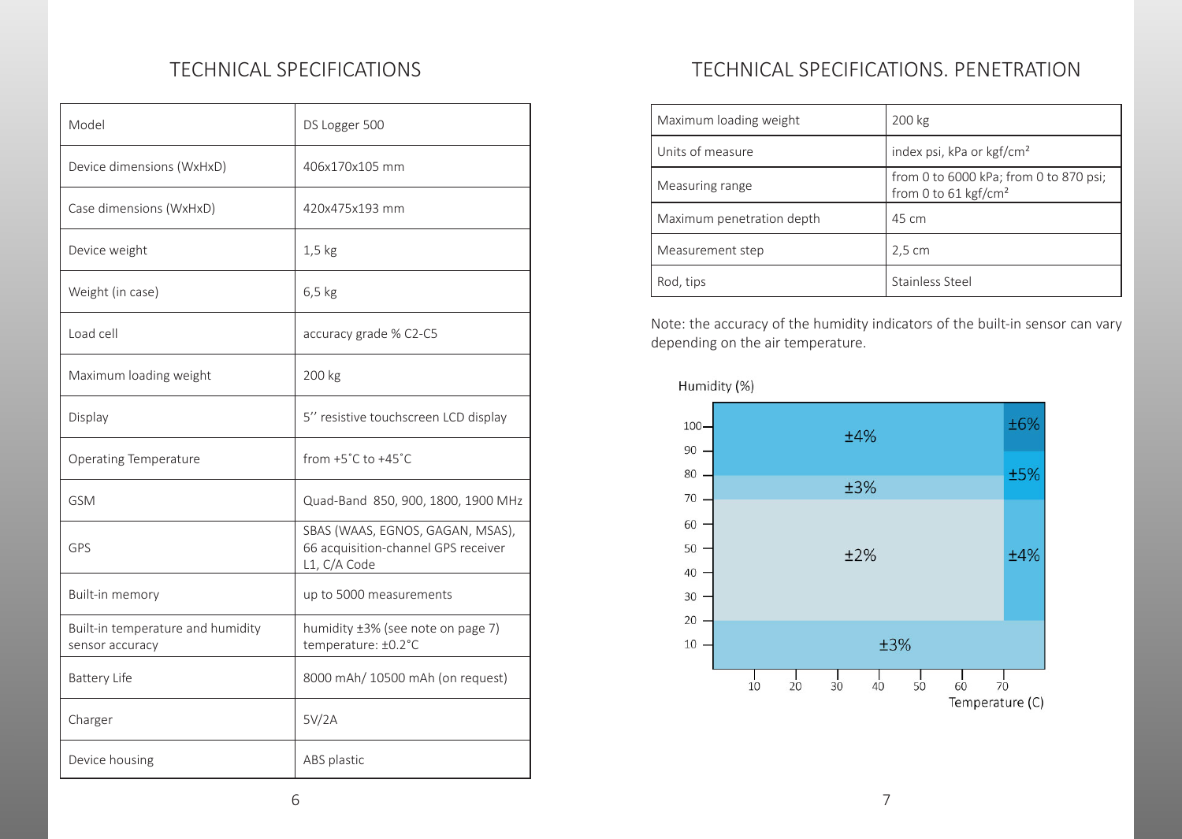# TECHNICAL SPECIFICATIONS

| | |
|---|---|
| Model | DS Logger 500 |
| Device dimensions (WxHxD) | 406x170x105 mm |
| Case dimensions (WxHxD) | 420x475x193 mm |
| Device weight | 1,5 kg |
| Weight (in case) | 6,5 kg |
| Load cell | accuracy grade % C2-C5 |
| Maximum loading weight | 200 kg |
| Display | 5'' resistive touchscreen LCD display |
| Operating Temperature | from +5˚C to +45˚C |
| GSM | Quad-Band 850, 900, 1800, 1900 MHz |
| GPS | SBAS (WAAS, EGNOS, GAGAN, MSAS), 66 acquisition-channel GPS receiver L1, C/A Code |
| Built-in memory | up to 5000 measurements |
| Built-in temperature and humidity sensor accuracy | humidity ±3% (see note on page 7) temperature: ±0.2˚C |
| Battery Life | 8000 mAh/ 10500 mAh (on request) |
| Charger | 5V/2A |
| Device housing | ABS plastic |

# TECHNICAL SPECIFICATIONS. PENETRATION

| | |
|---|---|
| Maximum loading weight | 200 kg |
| Units of measure | index psi, kPa or kgf/cm² |
| Measuring range | from 0 to 6000 kPa; from 0 to 870 psi; from 0 to 61 kgf/cm² |
| Maximum penetration depth | 45 cm |
| Measurement step | 2,5 cm |
| Rod, tips | Stainless Steel |

Note: the accuracy of the humidity indicators of the built-in sensor can vary depending on the air temperature.

Humidity (%)

| Humidity (%) | Temperature 0–70 °C | Temperature above 70 °C |
|---|---|---|
| 90–100 | ±4% | ±6% |
| 80–90 | ±4% | ±5% |
| 70–80 | ±3% | ±5% |
| 20–70 | ±2% | ±4% |
| below 20 | ±3% | ±3% |

Temperature (C)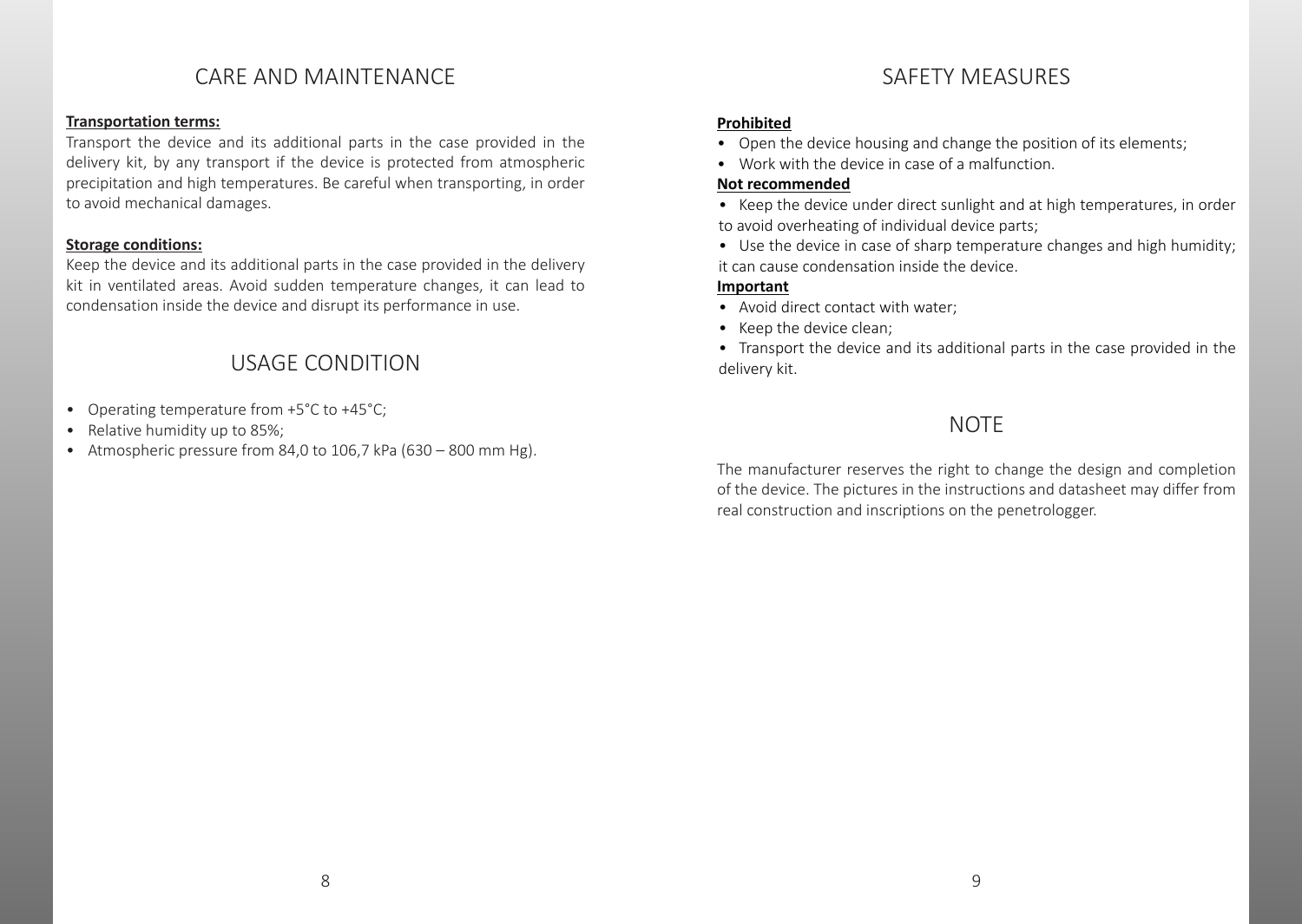## CARE AND MAINTENANCE

**Transportation terms:**

Transport the device and its additional parts in the case provided in the delivery kit, by any transport if the device is protected from atmospheric precipitation and high temperatures. Be careful when transporting, in order to avoid mechanical damages.

**Storage conditions:**

Keep the device and its additional parts in the case provided in the delivery kit in ventilated areas. Avoid sudden temperature changes, it can lead to condensation inside the device and disrupt its performance in use.

## USAGE CONDITION

- Operating temperature from +5°C to +45°C;
- Relative humidity up to 85%;
- Atmospheric pressure from 84,0 to 106,7 kPa (630 – 800 mm Hg).

## SAFETY MEASURES

**Prohibited**

- Open the device housing and change the position of its elements;
- Work with the device in case of a malfunction.

**Not recommended**

- Keep the device under direct sunlight and at high temperatures, in order to avoid overheating of individual device parts;
- Use the device in case of sharp temperature changes and high humidity; it can cause condensation inside the device.

**Important**

- Avoid direct contact with water;
- Keep the device clean;
- Transport the device and its additional parts in the case provided in the delivery kit.

## NOTE

The manufacturer reserves the right to change the design and completion of the device. The pictures in the instructions and datasheet may differ from real construction and inscriptions on the penetrologger.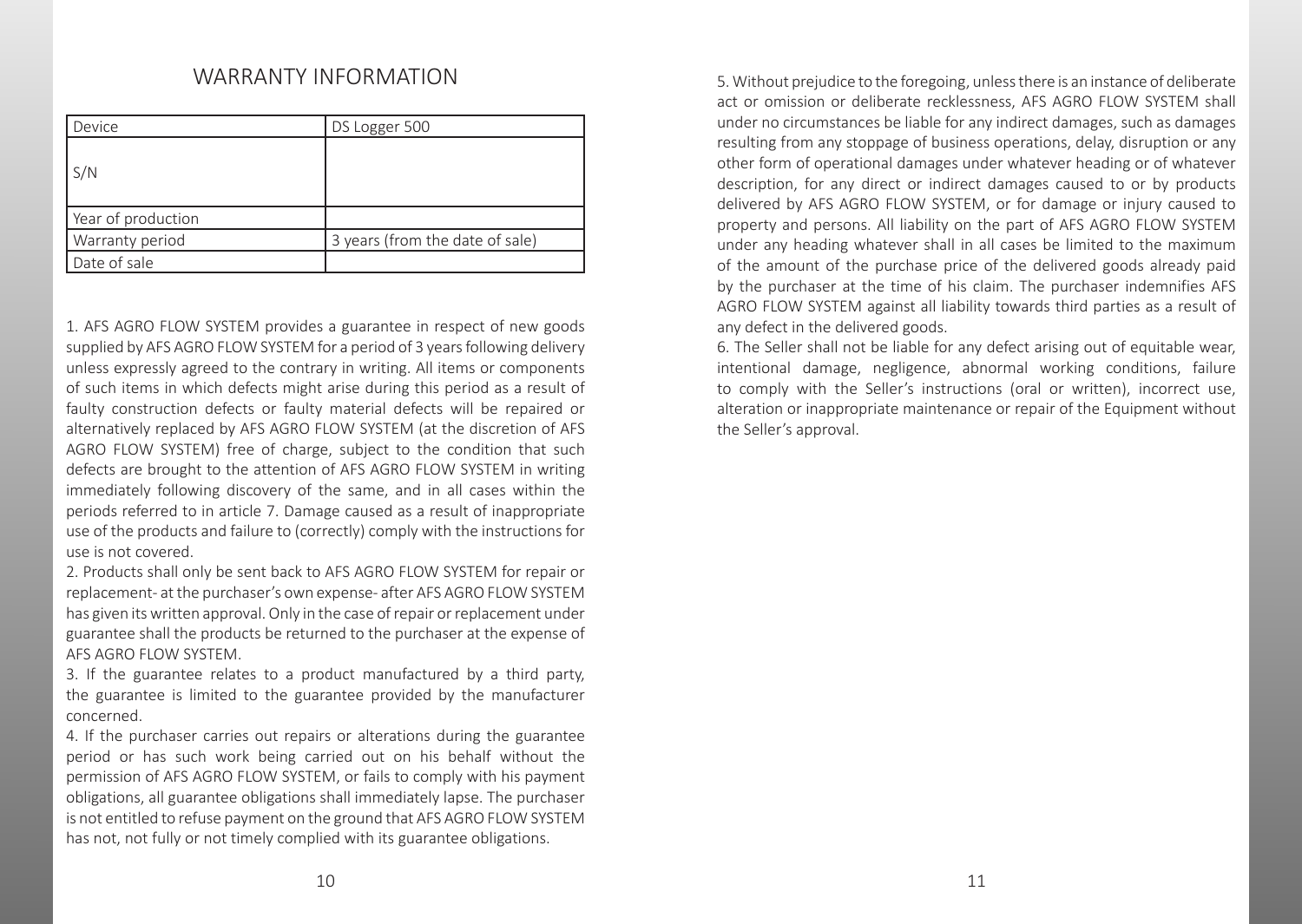## WARRANTY INFORMATION

| | |
|---|---|
| Device | DS Logger 500 |
| S/N | |
| Year of production | |
| Warranty period | 3 years (from the date of sale) |
| Date of sale | |

1. AFS AGRO FLOW SYSTEM provides a guarantee in respect of new goods supplied by AFS AGRO FLOW SYSTEM for a period of 3 years following delivery unless expressly agreed to the contrary in writing. All items or components of such items in which defects might arise during this period as a result of faulty construction defects or faulty material defects will be repaired or alternatively replaced by AFS AGRO FLOW SYSTEM (at the discretion of AFS AGRO FLOW SYSTEM) free of charge, subject to the condition that such defects are brought to the attention of AFS AGRO FLOW SYSTEM in writing immediately following discovery of the same, and in all cases within the periods referred to in article 7. Damage caused as a result of inappropriate use of the products and failure to (correctly) comply with the instructions for use is not covered.
2. Products shall only be sent back to AFS AGRO FLOW SYSTEM for repair or replacement- at the purchaser's own expense- after AFS AGRO FLOW SYSTEM has given its written approval. Only in the case of repair or replacement under guarantee shall the products be returned to the purchaser at the expense of AFS AGRO FLOW SYSTEM.
3. If the guarantee relates to a product manufactured by a third party, the guarantee is limited to the guarantee provided by the manufacturer concerned.
4. If the purchaser carries out repairs or alterations during the guarantee period or has such work being carried out on his behalf without the permission of AFS AGRO FLOW SYSTEM, or fails to comply with his payment obligations, all guarantee obligations shall immediately lapse. The purchaser is not entitled to refuse payment on the ground that AFS AGRO FLOW SYSTEM has not, not fully or not timely complied with its guarantee obligations.
5. Without prejudice to the foregoing, unless there is an instance of deliberate act or omission or deliberate recklessness, AFS AGRO FLOW SYSTEM shall under no circumstances be liable for any indirect damages, such as damages resulting from any stoppage of business operations, delay, disruption or any other form of operational damages under whatever heading or of whatever description, for any direct or indirect damages caused to or by products delivered by AFS AGRO FLOW SYSTEM, or for damage or injury caused to property and persons. All liability on the part of AFS AGRO FLOW SYSTEM under any heading whatever shall in all cases be limited to the maximum of the amount of the purchase price of the delivered goods already paid by the purchaser at the time of his claim. The purchaser indemnifies AFS AGRO FLOW SYSTEM against all liability towards third parties as a result of any defect in the delivered goods.
6. The Seller shall not be liable for any defect arising out of equitable wear, intentional damage, negligence, abnormal working conditions, failure to comply with the Seller's instructions (oral or written), incorrect use, alteration or inappropriate maintenance or repair of the Equipment without the Seller's approval.